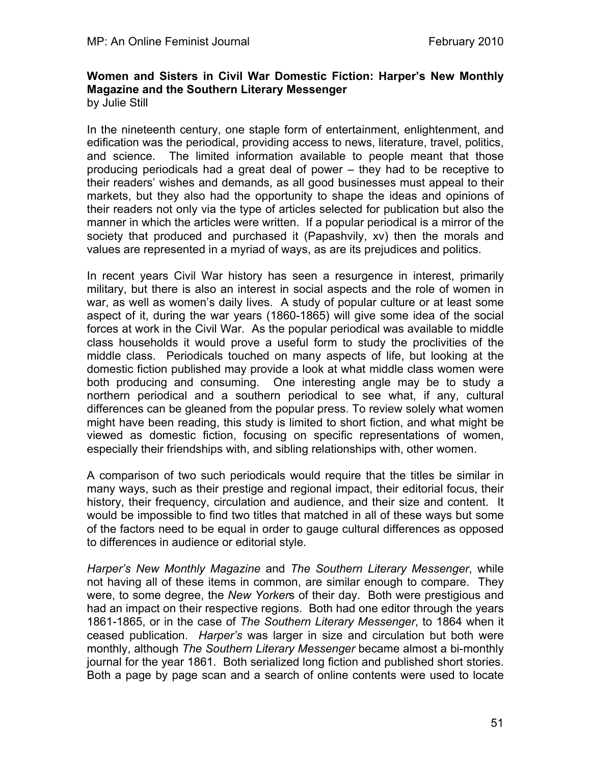# Women and Sisters in Civil War Domestic Fiction: Harper's New Monthly Magazine and the Southern Literary Messenger

by Julie Still

In the nineteenth century, one staple form of entertainment, enlightenment, and edification was the periodical, providing access to news, literature, travel, politics, and science. The limited information available to people meant that those producing periodicals had a great deal of power – they had to be receptive to their readers' wishes and demands, as all good businesses must appeal to their markets, but they also had the opportunity to shape the ideas and opinions of their readers not only via the type of articles selected for publication but also the manner in which the articles were written. If a popular periodical is a mirror of the society that produced and purchased it (Papashvily, xv) then the morals and values are represented in a myriad of ways, as are its prejudices and politics.

In recent years Civil War history has seen a resurgence in interest, primarily military, but there is also an interest in social aspects and the role of women in war, as well as women's daily lives. A study of popular culture or at least some aspect of it, during the war years (1860-1865) will give some idea of the social forces at work in the Civil War. As the popular periodical was available to middle class households it would prove a useful form to study the proclivities of the middle class. Periodicals touched on many aspects of life, but looking at the domestic fiction published may provide a look at what middle class women were both producing and consuming. One interesting angle may be to study a northern periodical and a southern periodical to see what, if any, cultural differences can be gleaned from the popular press. To review solely what women might have been reading, this study is limited to short fiction, and what might be viewed as domestic fiction, focusing on specific representations of women, especially their friendships with, and sibling relationships with, other women.

A comparison of two such periodicals would require that the titles be similar in many ways, such as their prestige and regional impact, their editorial focus, their history, their frequency, circulation and audience, and their size and content. It would be impossible to find two titles that matched in all of these ways but some of the factors need to be equal in order to gauge cultural differences as opposed to differences in audience or editorial style.

*Harper's New Monthly Magazine* and *The Southern Literary Messenger*, while not having all of these items in common, are similar enough to compare. They were, to some degree, the *New Yorker*s of their day. Both were prestigious and had an impact on their respective regions. Both had one editor through the years 1861-1865, or in the case of *The Southern Literary Messenger*, to 1864 when it ceased publication. *Harper's* was larger in size and circulation but both were monthly, although *The Southern Literary Messenger* became almost a bi-monthly journal for the year 1861. Both serialized long fiction and published short stories. Both a page by page scan and a search of online contents were used to locate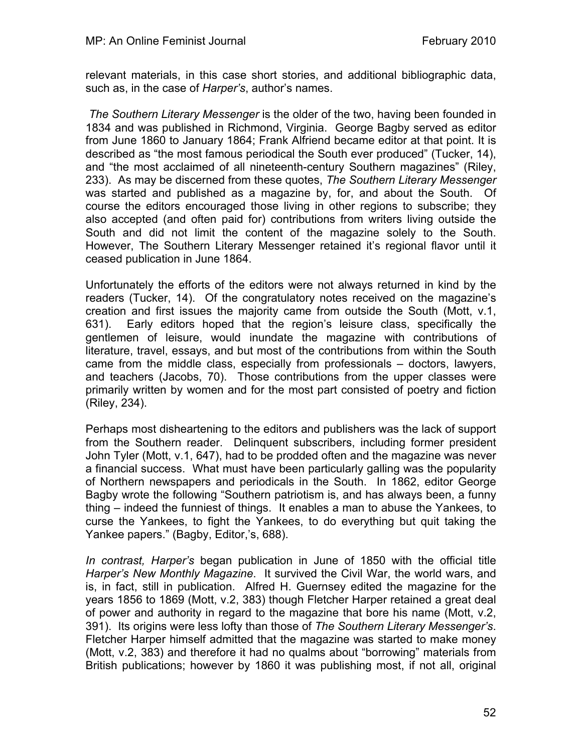relevant materials, in this case short stories, and additional bibliographic data, such as, in the case of *Harper's*, author's names.

*The Southern Literary Messenger* is the older of the two, having been founded in 1834 and was published in Richmond, Virginia. George Bagby served as editor from June 1860 to January 1864; Frank Alfriend became editor at that point. It is described as "the most famous periodical the South ever produced" (Tucker, 14), and "the most acclaimed of all nineteenth-century Southern magazines" (Riley, 233). As may be discerned from these quotes, *The Southern Literary Messenger* was started and published as a magazine by, for, and about the South. Of course the editors encouraged those living in other regions to subscribe; they also accepted (and often paid for) contributions from writers living outside the South and did not limit the content of the magazine solely to the South. However, The Southern Literary Messenger retained it's regional flavor until it ceased publication in June 1864.

Unfortunately the efforts of the editors were not always returned in kind by the readers (Tucker, 14). Of the congratulatory notes received on the magazine's creation and first issues the majority came from outside the South (Mott, v.1, 631). Early editors hoped that the region's leisure class, specifically the gentlemen of leisure, would inundate the magazine with contributions of literature, travel, essays, and but most of the contributions from within the South came from the middle class, especially from professionals – doctors, lawyers, and teachers (Jacobs, 70). Those contributions from the upper classes were primarily written by women and for the most part consisted of poetry and fiction (Riley, 234).

Perhaps most disheartening to the editors and publishers was the lack of support from the Southern reader. Delinquent subscribers, including former president John Tyler (Mott, v.1, 647), had to be prodded often and the magazine was never a financial success. What must have been particularly galling was the popularity of Northern newspapers and periodicals in the South. In 1862, editor George Bagby wrote the following "Southern patriotism is, and has always been, a funny thing – indeed the funniest of things. It enables a man to abuse the Yankees, to curse the Yankees, to fight the Yankees, to do everything but quit taking the Yankee papers." (Bagby, Editor,'s, 688).

*In contrast, Harper's* began publication in June of 1850 with the official title *Harper's New Monthly Magazine*. It survived the Civil War, the world wars, and is, in fact, still in publication. Alfred H. Guernsey edited the magazine for the years 1856 to 1869 (Mott, v.2, 383) though Fletcher Harper retained a great deal of power and authority in regard to the magazine that bore his name (Mott, v.2, 391). Its origins were less lofty than those of *The Southern Literary Messenger's*. Fletcher Harper himself admitted that the magazine was started to make money (Mott, v.2, 383) and therefore it had no qualms about "borrowing" materials from British publications; however by 1860 it was publishing most, if not all, original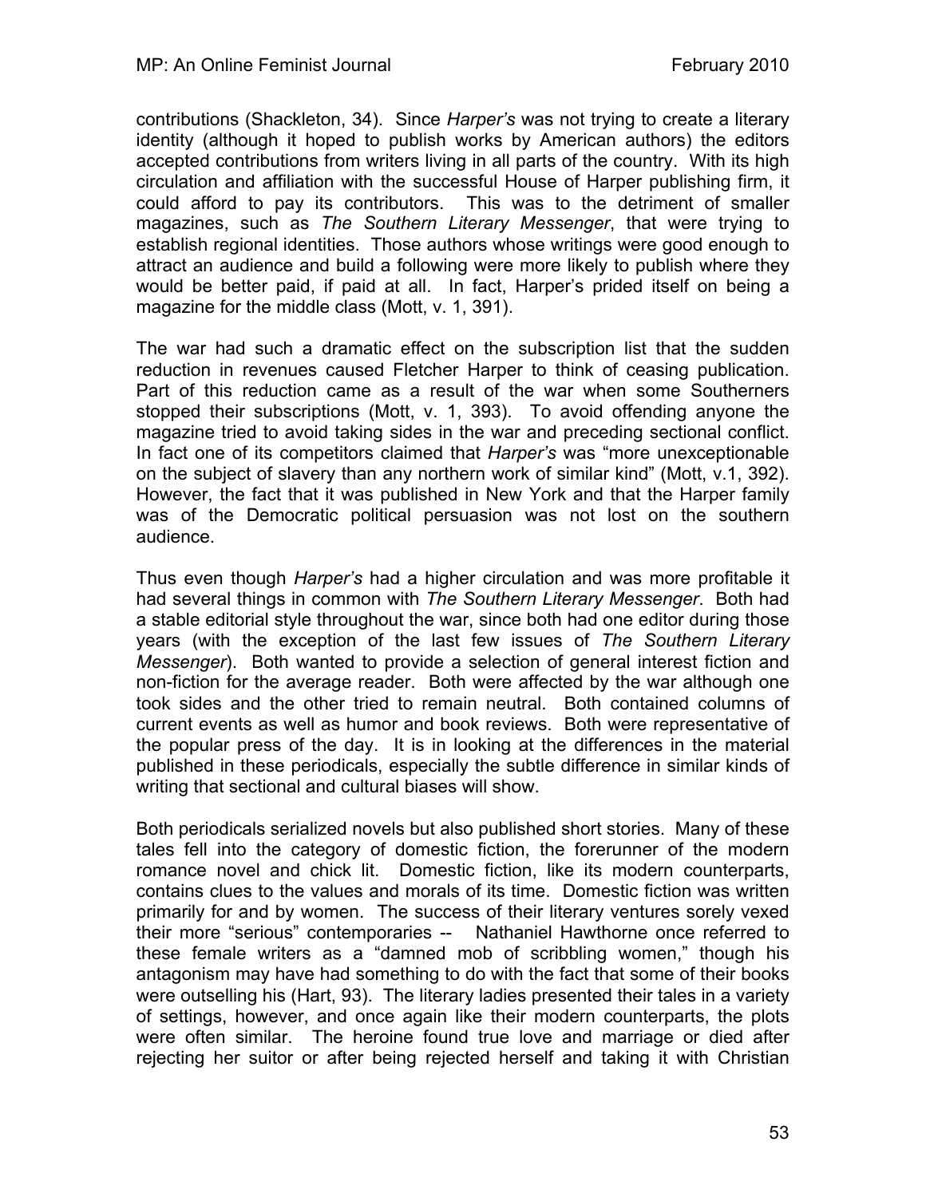contributions (Shackleton, 34). Since *Harper's* was not trying to create a literary identity (although it hoped to publish works by American authors) the editors accepted contributions from writers living in all parts of the country. With its high circulation and affiliation with the successful House of Harper publishing firm, it could afford to pay its contributors. This was to the detriment of smaller magazines, such as *The Southern Literary Messenger*, that were trying to establish regional identities. Those authors whose writings were good enough to attract an audience and build a following were more likely to publish where they would be better paid, if paid at all. In fact, Harper's prided itself on being a magazine for the middle class (Mott, v. 1, 391).

The war had such a dramatic effect on the subscription list that the sudden reduction in revenues caused Fletcher Harper to think of ceasing publication. Part of this reduction came as a result of the war when some Southerners stopped their subscriptions (Mott, v. 1, 393). To avoid offending anyone the magazine tried to avoid taking sides in the war and preceding sectional conflict. In fact one of its competitors claimed that *Harper's* was "more unexceptionable on the subject of slavery than any northern work of similar kind" (Mott, v.1, 392). However, the fact that it was published in New York and that the Harper family was of the Democratic political persuasion was not lost on the southern audience.

Thus even though *Harper's* had a higher circulation and was more profitable it had several things in common with *The Southern Literary Messenger*. Both had a stable editorial style throughout the war, since both had one editor during those years (with the exception of the last few issues of *The Southern Literary Messenger*). Both wanted to provide a selection of general interest fiction and non-fiction for the average reader. Both were affected by the war although one took sides and the other tried to remain neutral. Both contained columns of current events as well as humor and book reviews. Both were representative of the popular press of the day. It is in looking at the differences in the material published in these periodicals, especially the subtle difference in similar kinds of writing that sectional and cultural biases will show.

Both periodicals serialized novels but also published short stories. Many of these tales fell into the category of domestic fiction, the forerunner of the modern romance novel and chick lit. Domestic fiction, like its modern counterparts, contains clues to the values and morals of its time. Domestic fiction was written primarily for and by women. The success of their literary ventures sorely vexed their more "serious" contemporaries -- Nathaniel Hawthorne once referred to these female writers as a "damned mob of scribbling women," though his antagonism may have had something to do with the fact that some of their books were outselling his (Hart, 93). The literary ladies presented their tales in a variety of settings, however, and once again like their modern counterparts, the plots were often similar. The heroine found true love and marriage or died after rejecting her suitor or after being rejected herself and taking it with Christian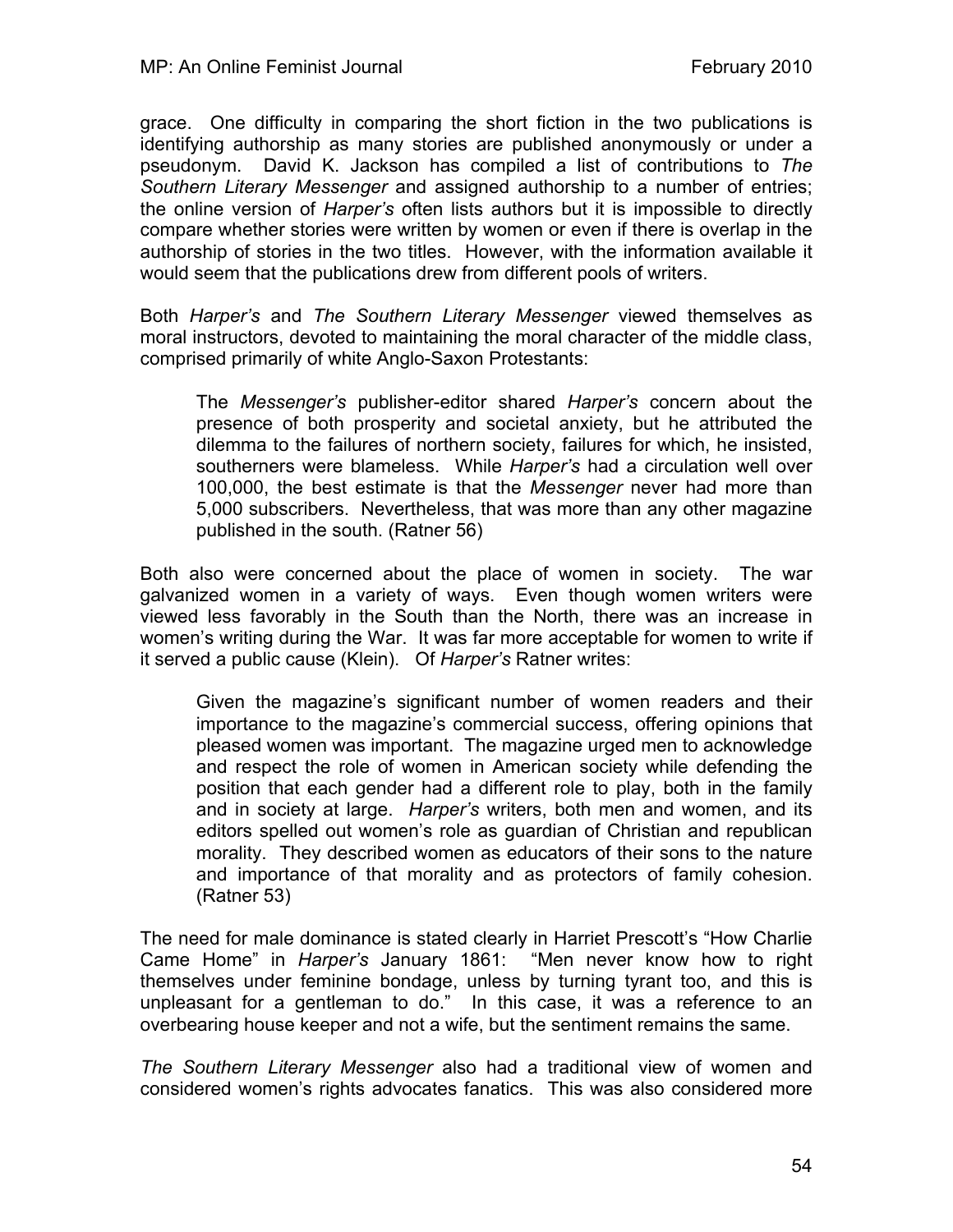grace. One difficulty in comparing the short fiction in the two publications is identifying authorship as many stories are published anonymously or under a pseudonym. David K. Jackson has compiled a list of contributions to *The Southern Literary Messenger* and assigned authorship to a number of entries; the online version of *Harper's* often lists authors but it is impossible to directly compare whether stories were written by women or even if there is overlap in the authorship of stories in the two titles. However, with the information available it would seem that the publications drew from different pools of writers.

Both *Harper's* and *The Southern Literary Messenger* viewed themselves as moral instructors, devoted to maintaining the moral character of the middle class, comprised primarily of white Anglo-Saxon Protestants:

> The *Messenger's* publisher-editor shared *Harper's* concern about the presence of both prosperity and societal anxiety, but he attributed the dilemma to the failures of northern society, failures for which, he insisted, southerners were blameless. While *Harper's* had a circulation well over 100,000, the best estimate is that the *Messenger* never had more than 5,000 subscribers. Nevertheless, that was more than any other magazine published in the south. (Ratner 56)

Both also were concerned about the place of women in society. The war galvanized women in a variety of ways. Even though women writers were viewed less favorably in the South than the North, there was an increase in women's writing during the War. It was far more acceptable for women to write if it served a public cause (Klein). Of *Harper's* Ratner writes:

> Given the magazine's significant number of women readers and their importance to the magazine's commercial success, offering opinions that pleased women was important. The magazine urged men to acknowledge and respect the role of women in American society while defending the position that each gender had a different role to play, both in the family and in society at large. *Harper's* writers, both men and women, and its editors spelled out women's role as guardian of Christian and republican morality. They described women as educators of their sons to the nature and importance of that morality and as protectors of family cohesion. (Ratner 53)

The need for male dominance is stated clearly in Harriet Prescott's "How Charlie Came Home" in *Harper's* January 1861: "Men never know how to right themselves under feminine bondage, unless by turning tyrant too, and this is unpleasant for a gentleman to do." In this case, it was a reference to an overbearing house keeper and not a wife, but the sentiment remains the same.

*The Southern Literary Messenger* also had a traditional view of women and considered women's rights advocates fanatics. This was also considered more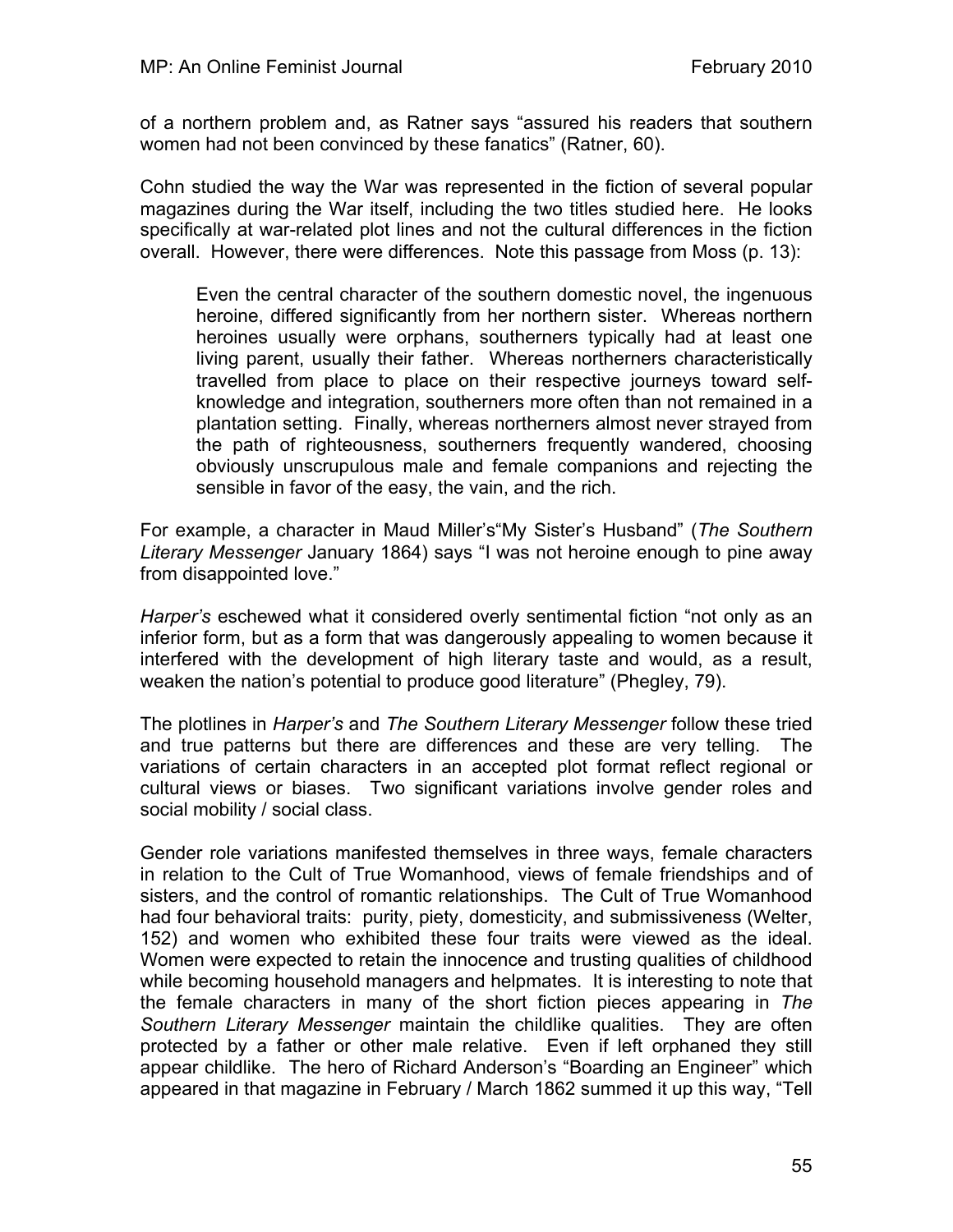of a northern problem and, as Ratner says "assured his readers that southern women had not been convinced by these fanatics" (Ratner, 60).

Cohn studied the way the War was represented in the fiction of several popular magazines during the War itself, including the two titles studied here. He looks specifically at war-related plot lines and not the cultural differences in the fiction overall. However, there were differences. Note this passage from Moss (p. 13):

> Even the central character of the southern domestic novel, the ingenuous heroine, differed significantly from her northern sister. Whereas northern heroines usually were orphans, southerners typically had at least one living parent, usually their father. Whereas northerners characteristically travelled from place to place on their respective journeys toward self-knowledge and integration, southerners more often than not remained in a plantation setting. Finally, whereas northerners almost never strayed from the path of righteousness, southerners frequently wandered, choosing obviously unscrupulous male and female companions and rejecting the sensible in favor of the easy, the vain, and the rich.

For example, a character in Maud Miller's"My Sister's Husband" (*The Southern Literary Messenger* January 1864) says "I was not heroine enough to pine away from disappointed love."

*Harper's* eschewed what it considered overly sentimental fiction "not only as an inferior form, but as a form that was dangerously appealing to women because it interfered with the development of high literary taste and would, as a result, weaken the nation's potential to produce good literature" (Phegley, 79).

The plotlines in *Harper's* and *The Southern Literary Messenger* follow these tried and true patterns but there are differences and these are very telling. The variations of certain characters in an accepted plot format reflect regional or cultural views or biases. Two significant variations involve gender roles and social mobility / social class.

Gender role variations manifested themselves in three ways, female characters in relation to the Cult of True Womanhood, views of female friendships and of sisters, and the control of romantic relationships. The Cult of True Womanhood had four behavioral traits: purity, piety, domesticity, and submissiveness (Welter, 152) and women who exhibited these four traits were viewed as the ideal. Women were expected to retain the innocence and trusting qualities of childhood while becoming household managers and helpmates. It is interesting to note that the female characters in many of the short fiction pieces appearing in *The Southern Literary Messenger* maintain the childlike qualities. They are often protected by a father or other male relative. Even if left orphaned they still appear childlike. The hero of Richard Anderson's "Boarding an Engineer" which appeared in that magazine in February / March 1862 summed it up this way, "Tell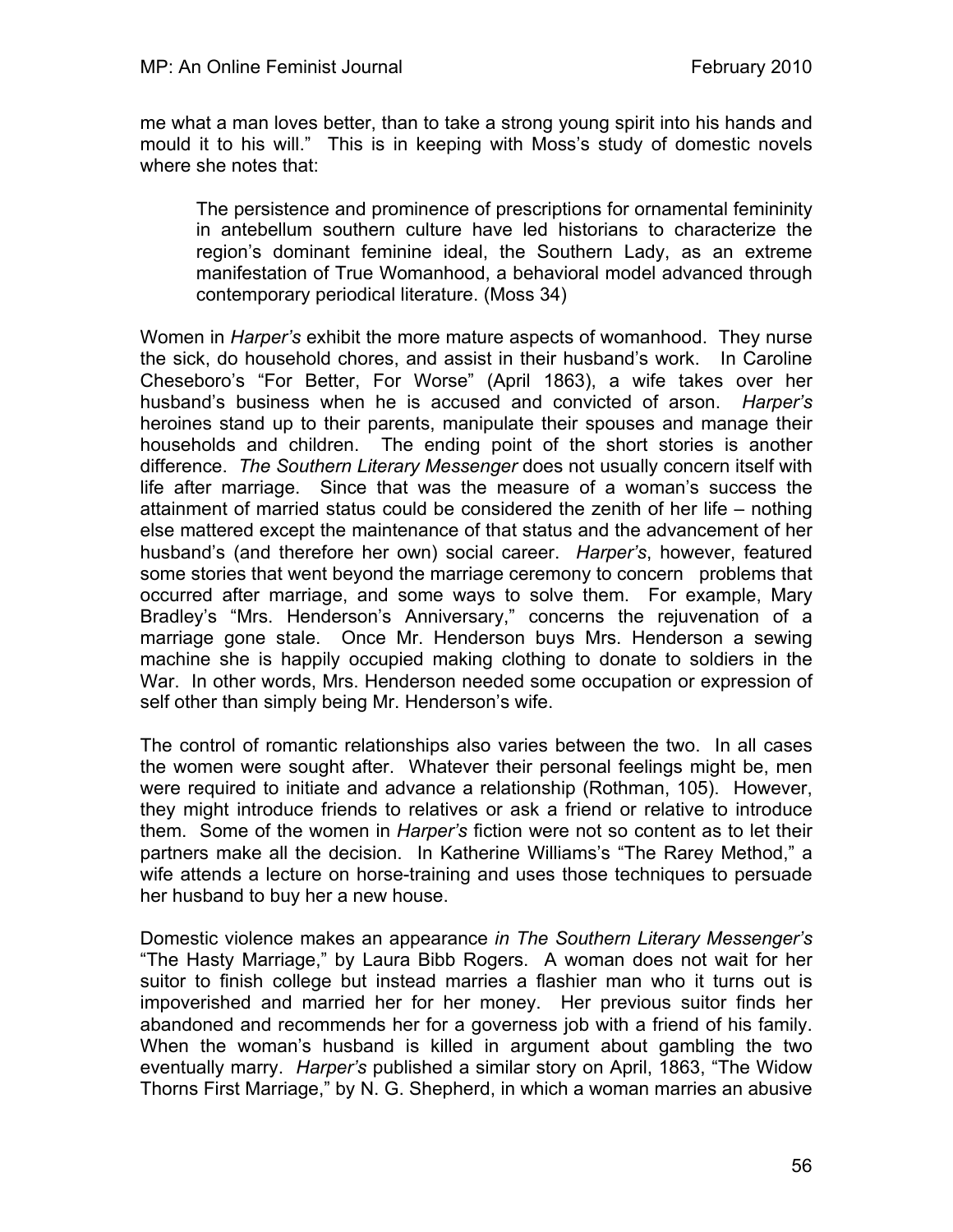me what a man loves better, than to take a strong young spirit into his hands and mould it to his will." This is in keeping with Moss's study of domestic novels where she notes that:

> The persistence and prominence of prescriptions for ornamental femininity in antebellum southern culture have led historians to characterize the region's dominant feminine ideal, the Southern Lady, as an extreme manifestation of True Womanhood, a behavioral model advanced through contemporary periodical literature. (Moss 34)

Women in *Harper's* exhibit the more mature aspects of womanhood. They nurse the sick, do household chores, and assist in their husband's work. In Caroline Cheseboro's "For Better, For Worse" (April 1863), a wife takes over her husband's business when he is accused and convicted of arson. *Harper's* heroines stand up to their parents, manipulate their spouses and manage their households and children. The ending point of the short stories is another difference. *The Southern Literary Messenger* does not usually concern itself with life after marriage. Since that was the measure of a woman's success the attainment of married status could be considered the zenith of her life – nothing else mattered except the maintenance of that status and the advancement of her husband's (and therefore her own) social career. *Harper's*, however, featured some stories that went beyond the marriage ceremony to concern problems that occurred after marriage, and some ways to solve them. For example, Mary Bradley's "Mrs. Henderson's Anniversary," concerns the rejuvenation of a marriage gone stale. Once Mr. Henderson buys Mrs. Henderson a sewing machine she is happily occupied making clothing to donate to soldiers in the War. In other words, Mrs. Henderson needed some occupation or expression of self other than simply being Mr. Henderson's wife.

The control of romantic relationships also varies between the two. In all cases the women were sought after. Whatever their personal feelings might be, men were required to initiate and advance a relationship (Rothman, 105). However, they might introduce friends to relatives or ask a friend or relative to introduce them. Some of the women in *Harper's* fiction were not so content as to let their partners make all the decision. In Katherine Williams's "The Rarey Method," a wife attends a lecture on horse-training and uses those techniques to persuade her husband to buy her a new house.

Domestic violence makes an appearance *in The Southern Literary Messenger's* "The Hasty Marriage," by Laura Bibb Rogers. A woman does not wait for her suitor to finish college but instead marries a flashier man who it turns out is impoverished and married her for her money. Her previous suitor finds her abandoned and recommends her for a governess job with a friend of his family. When the woman's husband is killed in argument about gambling the two eventually marry. *Harper's* published a similar story on April, 1863, "The Widow Thorns First Marriage," by N. G. Shepherd, in which a woman marries an abusive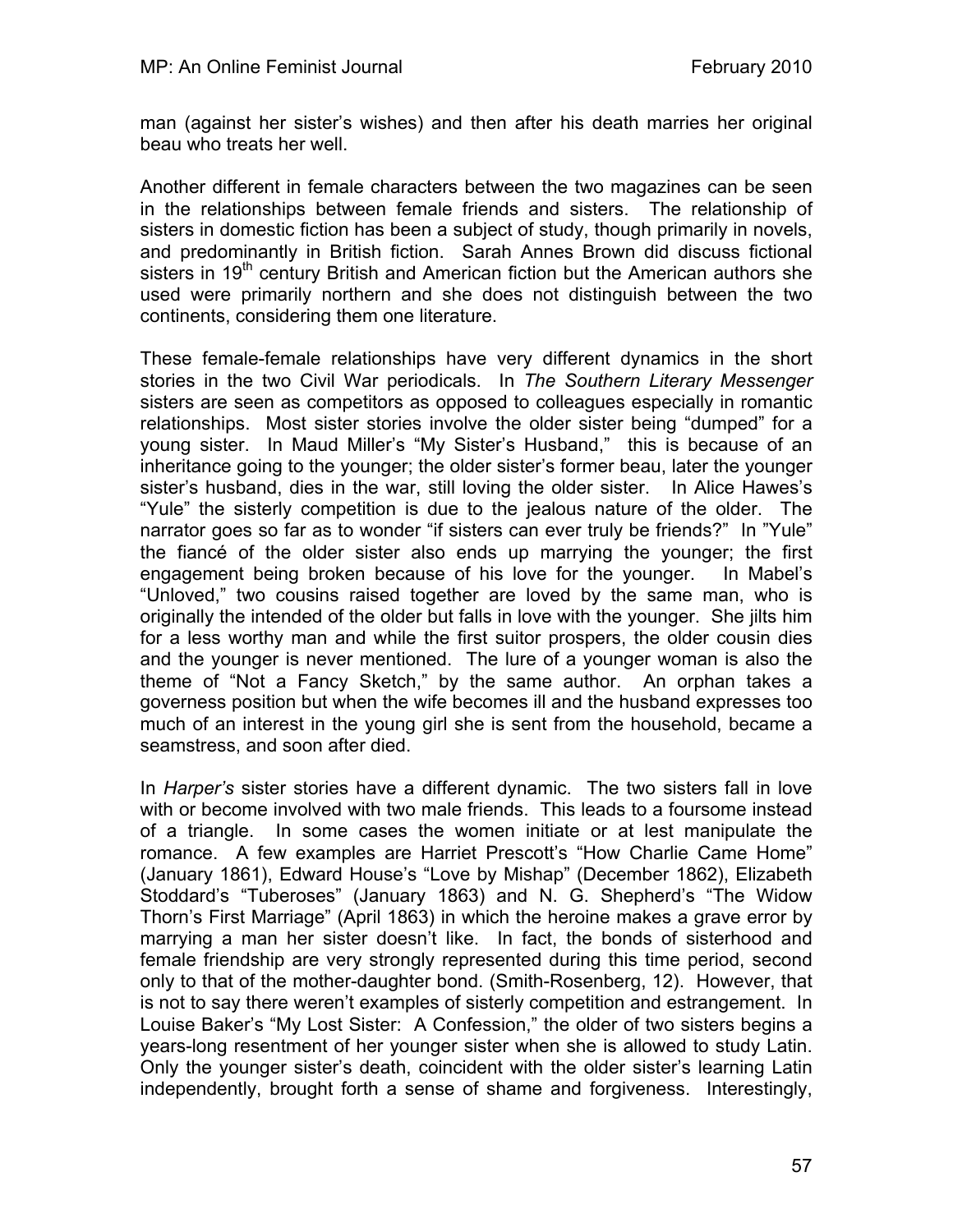man (against her sister's wishes) and then after his death marries her original beau who treats her well.

Another different in female characters between the two magazines can be seen in the relationships between female friends and sisters. The relationship of sisters in domestic fiction has been a subject of study, though primarily in novels, and predominantly in British fiction. Sarah Annes Brown did discuss fictional sisters in 19th century British and American fiction but the American authors she used were primarily northern and she does not distinguish between the two continents, considering them one literature.

These female-female relationships have very different dynamics in the short stories in the two Civil War periodicals. In *The Southern Literary Messenger* sisters are seen as competitors as opposed to colleagues especially in romantic relationships. Most sister stories involve the older sister being "dumped" for a young sister. In Maud Miller's "My Sister's Husband," this is because of an inheritance going to the younger; the older sister's former beau, later the younger sister's husband, dies in the war, still loving the older sister. In Alice Hawes's "Yule" the sisterly competition is due to the jealous nature of the older. The narrator goes so far as to wonder "if sisters can ever truly be friends?" In "Yule" the fiancé of the older sister also ends up marrying the younger; the first engagement being broken because of his love for the younger. In Mabel's "Unloved," two cousins raised together are loved by the same man, who is originally the intended of the older but falls in love with the younger. She jilts him for a less worthy man and while the first suitor prospers, the older cousin dies and the younger is never mentioned. The lure of a younger woman is also the theme of "Not a Fancy Sketch," by the same author. An orphan takes a governess position but when the wife becomes ill and the husband expresses too much of an interest in the young girl she is sent from the household, became a seamstress, and soon after died.

In *Harper's* sister stories have a different dynamic. The two sisters fall in love with or become involved with two male friends. This leads to a foursome instead of a triangle. In some cases the women initiate or at lest manipulate the romance. A few examples are Harriet Prescott's "How Charlie Came Home" (January 1861), Edward House's "Love by Mishap" (December 1862), Elizabeth Stoddard's "Tuberoses" (January 1863) and N. G. Shepherd's "The Widow Thorn's First Marriage" (April 1863) in which the heroine makes a grave error by marrying a man her sister doesn't like. In fact, the bonds of sisterhood and female friendship are very strongly represented during this time period, second only to that of the mother-daughter bond. (Smith-Rosenberg, 12). However, that is not to say there weren't examples of sisterly competition and estrangement. In Louise Baker's "My Lost Sister: A Confession," the older of two sisters begins a years-long resentment of her younger sister when she is allowed to study Latin. Only the younger sister's death, coincident with the older sister's learning Latin independently, brought forth a sense of shame and forgiveness. Interestingly,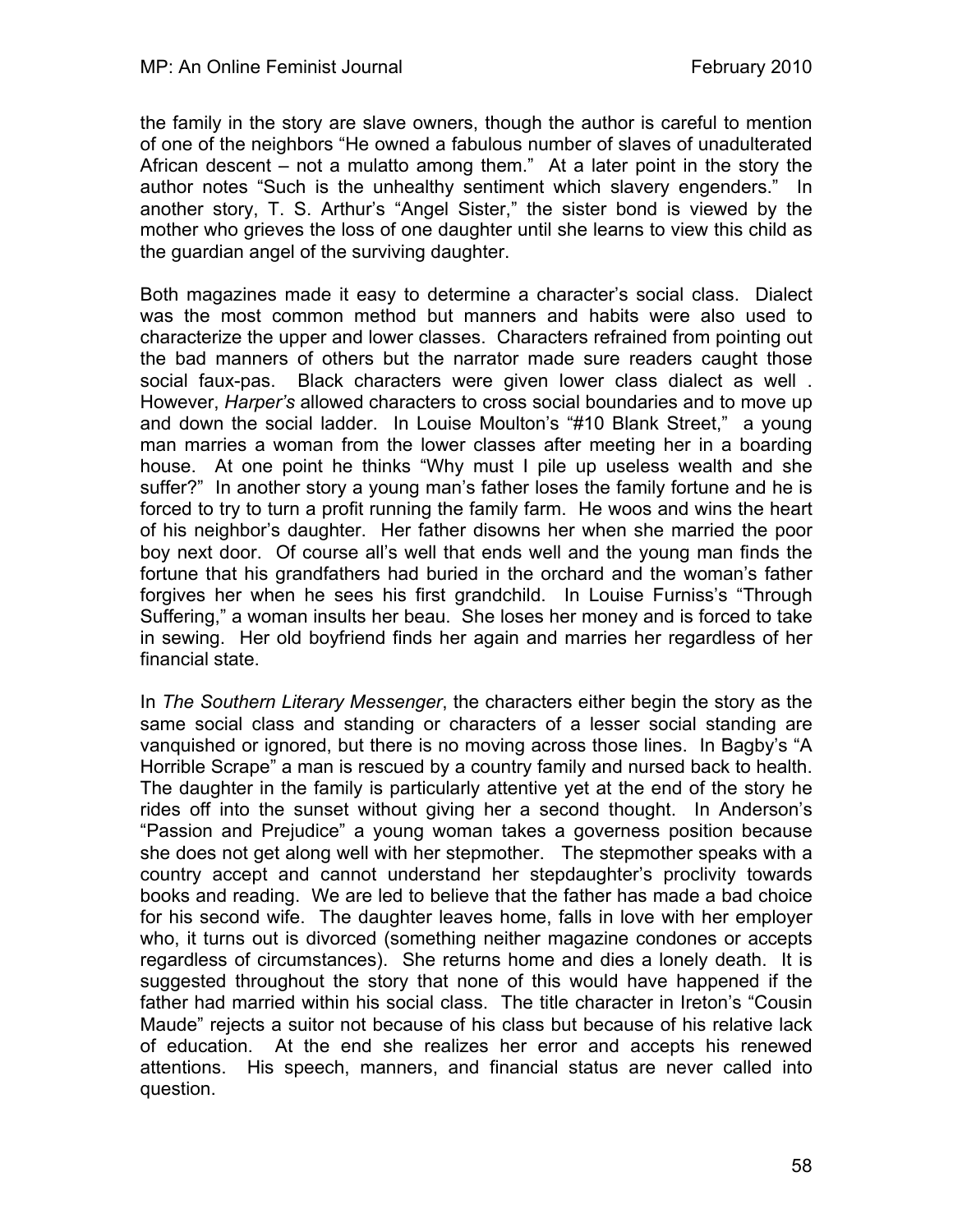the family in the story are slave owners, though the author is careful to mention of one of the neighbors "He owned a fabulous number of slaves of unadulterated African descent – not a mulatto among them." At a later point in the story the author notes "Such is the unhealthy sentiment which slavery engenders." In another story, T. S. Arthur's "Angel Sister," the sister bond is viewed by the mother who grieves the loss of one daughter until she learns to view this child as the guardian angel of the surviving daughter.

Both magazines made it easy to determine a character's social class. Dialect was the most common method but manners and habits were also used to characterize the upper and lower classes. Characters refrained from pointing out the bad manners of others but the narrator made sure readers caught those social faux-pas. Black characters were given lower class dialect as well . However, *Harper's* allowed characters to cross social boundaries and to move up and down the social ladder. In Louise Moulton's "#10 Blank Street," a young man marries a woman from the lower classes after meeting her in a boarding house. At one point he thinks "Why must I pile up useless wealth and she suffer?" In another story a young man's father loses the family fortune and he is forced to try to turn a profit running the family farm. He woos and wins the heart of his neighbor's daughter. Her father disowns her when she married the poor boy next door. Of course all's well that ends well and the young man finds the fortune that his grandfathers had buried in the orchard and the woman's father forgives her when he sees his first grandchild. In Louise Furniss's "Through Suffering," a woman insults her beau. She loses her money and is forced to take in sewing. Her old boyfriend finds her again and marries her regardless of her financial state.

In *The Southern Literary Messenger*, the characters either begin the story as the same social class and standing or characters of a lesser social standing are vanquished or ignored, but there is no moving across those lines. In Bagby's "A Horrible Scrape" a man is rescued by a country family and nursed back to health. The daughter in the family is particularly attentive yet at the end of the story he rides off into the sunset without giving her a second thought. In Anderson's "Passion and Prejudice" a young woman takes a governess position because she does not get along well with her stepmother. The stepmother speaks with a country accept and cannot understand her stepdaughter's proclivity towards books and reading. We are led to believe that the father has made a bad choice for his second wife. The daughter leaves home, falls in love with her employer who, it turns out is divorced (something neither magazine condones or accepts regardless of circumstances). She returns home and dies a lonely death. It is suggested throughout the story that none of this would have happened if the father had married within his social class. The title character in Ireton's "Cousin Maude" rejects a suitor not because of his class but because of his relative lack of education. At the end she realizes her error and accepts his renewed attentions. His speech, manners, and financial status are never called into question.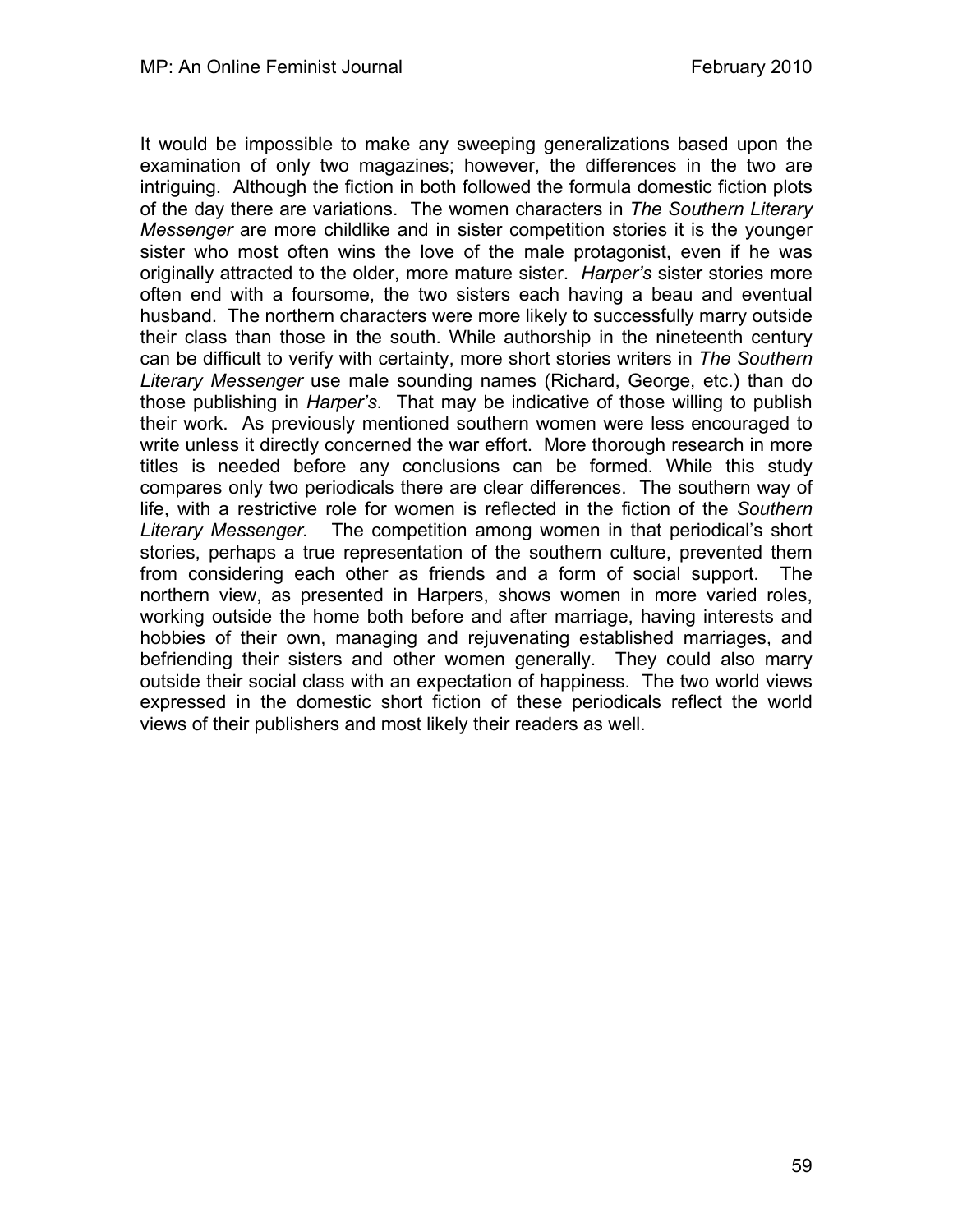It would be impossible to make any sweeping generalizations based upon the examination of only two magazines; however, the differences in the two are intriguing. Although the fiction in both followed the formula domestic fiction plots of the day there are variations. The women characters in *The Southern Literary Messenger* are more childlike and in sister competition stories it is the younger sister who most often wins the love of the male protagonist, even if he was originally attracted to the older, more mature sister. *Harper's* sister stories more often end with a foursome, the two sisters each having a beau and eventual husband. The northern characters were more likely to successfully marry outside their class than those in the south. While authorship in the nineteenth century can be difficult to verify with certainty, more short stories writers in *The Southern Literary Messenger* use male sounding names (Richard, George, etc.) than do those publishing in *Harper's*. That may be indicative of those willing to publish their work. As previously mentioned southern women were less encouraged to write unless it directly concerned the war effort. More thorough research in more titles is needed before any conclusions can be formed. While this study compares only two periodicals there are clear differences. The southern way of life, with a restrictive role for women is reflected in the fiction of the *Southern Literary Messenger.* The competition among women in that periodical's short stories, perhaps a true representation of the southern culture, prevented them from considering each other as friends and a form of social support. The northern view, as presented in Harpers, shows women in more varied roles, working outside the home both before and after marriage, having interests and hobbies of their own, managing and rejuvenating established marriages, and befriending their sisters and other women generally. They could also marry outside their social class with an expectation of happiness. The two world views expressed in the domestic short fiction of these periodicals reflect the world views of their publishers and most likely their readers as well.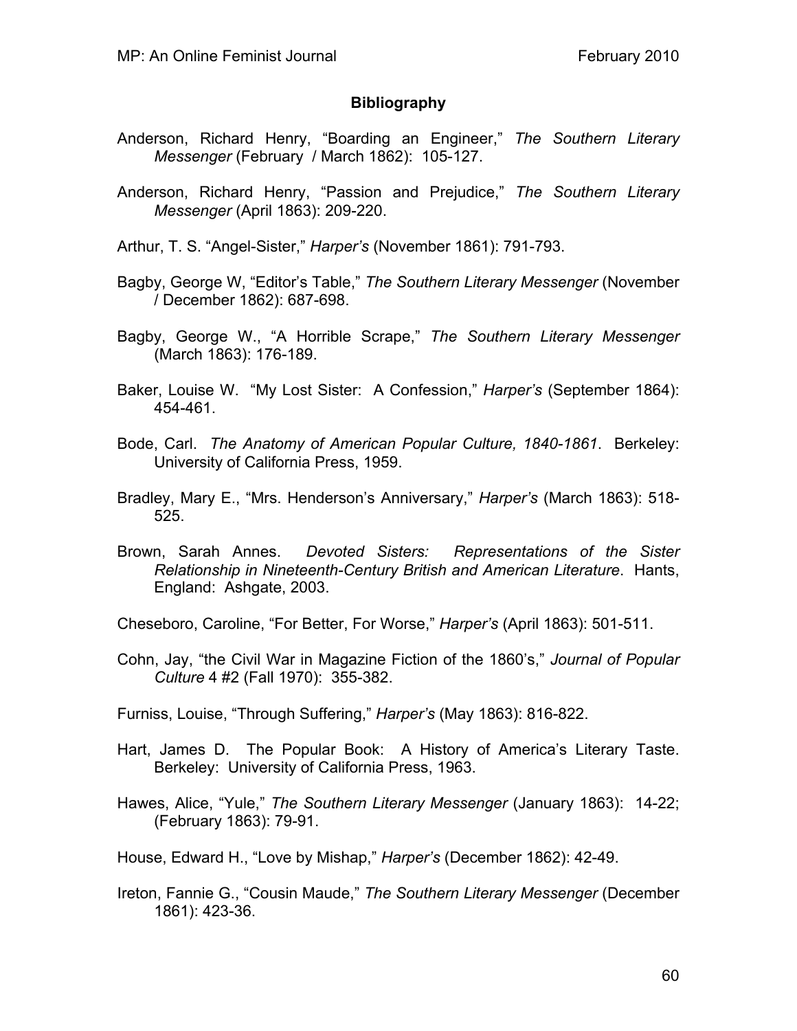## Bibliography

Anderson, Richard Henry, "Boarding an Engineer," *The Southern Literary Messenger* (February / March 1862): 105-127.

Anderson, Richard Henry, "Passion and Prejudice," *The Southern Literary Messenger* (April 1863): 209-220.

Arthur, T. S. "Angel-Sister," *Harper's* (November 1861): 791-793.

Bagby, George W, "Editor's Table," *The Southern Literary Messenger* (November / December 1862): 687-698.

Bagby, George W., "A Horrible Scrape," *The Southern Literary Messenger* (March 1863): 176-189.

Baker, Louise W. "My Lost Sister: A Confession," *Harper's* (September 1864): 454-461.

Bode, Carl. *The Anatomy of American Popular Culture, 1840-1861*. Berkeley: University of California Press, 1959.

Bradley, Mary E., "Mrs. Henderson's Anniversary," *Harper's* (March 1863): 518-525.

Brown, Sarah Annes. *Devoted Sisters: Representations of the Sister Relationship in Nineteenth-Century British and American Literature*. Hants, England: Ashgate, 2003.

Cheseboro, Caroline, "For Better, For Worse," *Harper's* (April 1863): 501-511.

Cohn, Jay, "the Civil War in Magazine Fiction of the 1860's," *Journal of Popular Culture* 4 #2 (Fall 1970): 355-382.

Furniss, Louise, "Through Suffering," *Harper's* (May 1863): 816-822.

Hart, James D. The Popular Book: A History of America's Literary Taste. Berkeley: University of California Press, 1963.

Hawes, Alice, "Yule," *The Southern Literary Messenger* (January 1863): 14-22; (February 1863): 79-91.

House, Edward H., "Love by Mishap," *Harper's* (December 1862): 42-49.

Ireton, Fannie G., "Cousin Maude," *The Southern Literary Messenger* (December 1861): 423-36.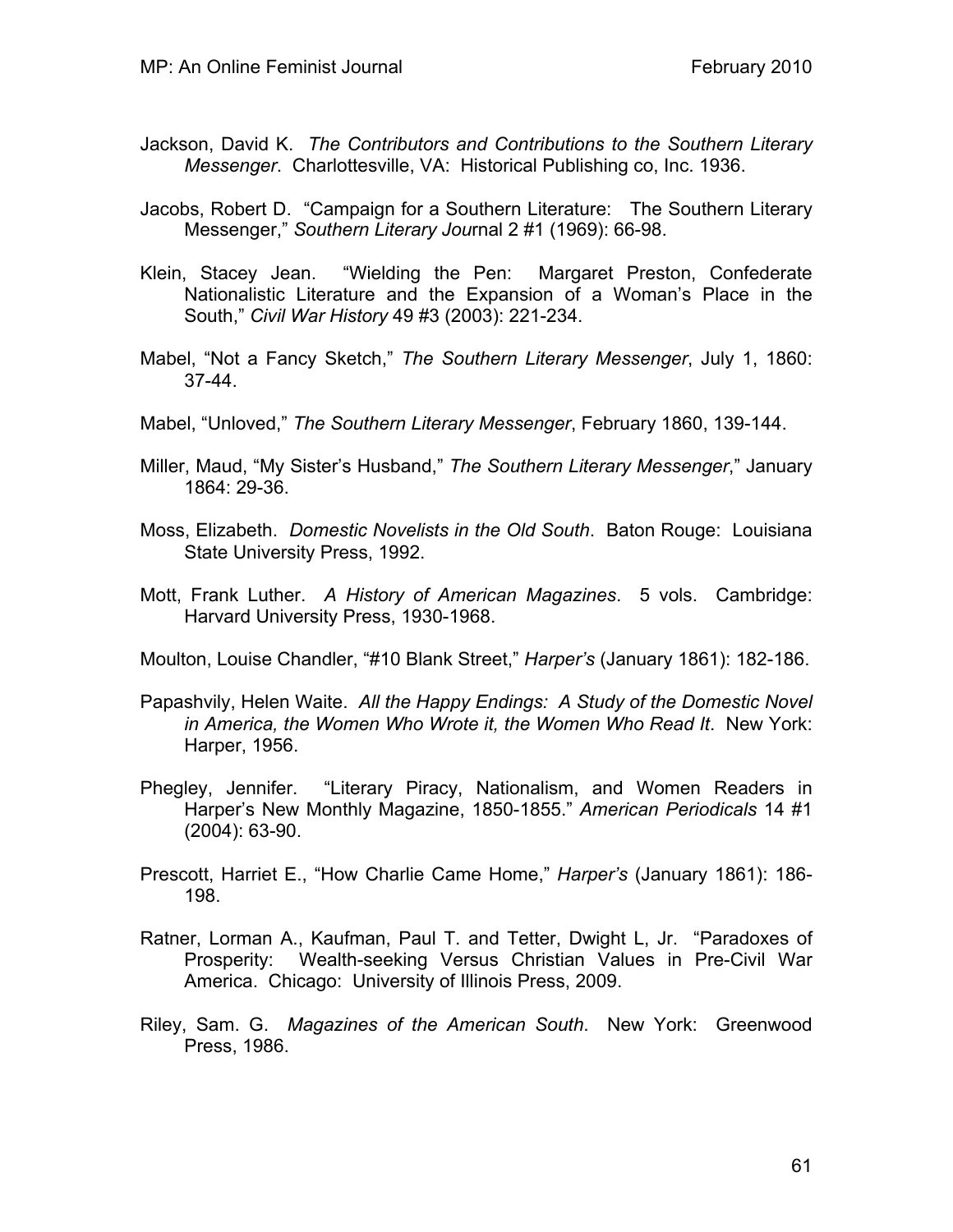Jackson, David K. *The Contributors and Contributions to the Southern Literary Messenger*. Charlottesville, VA: Historical Publishing co, Inc. 1936.

Jacobs, Robert D. "Campaign for a Southern Literature: The Southern Literary Messenger," *Southern Literary Jou*rnal 2 #1 (1969): 66-98.

Klein, Stacey Jean. "Wielding the Pen: Margaret Preston, Confederate Nationalistic Literature and the Expansion of a Woman's Place in the South," *Civil War History* 49 #3 (2003): 221-234.

Mabel, "Not a Fancy Sketch," *The Southern Literary Messenger*, July 1, 1860: 37-44.

Mabel, "Unloved," *The Southern Literary Messenger*, February 1860, 139-144.

Miller, Maud, "My Sister's Husband," *The Southern Literary Messenger*," January 1864: 29-36.

Moss, Elizabeth. *Domestic Novelists in the Old South*. Baton Rouge: Louisiana State University Press, 1992.

Mott, Frank Luther. *A History of American Magazines*. 5 vols. Cambridge: Harvard University Press, 1930-1968.

Moulton, Louise Chandler, "#10 Blank Street," *Harper's* (January 1861): 182-186.

Papashvily, Helen Waite. *All the Happy Endings: A Study of the Domestic Novel in America, the Women Who Wrote it, the Women Who Read It*. New York: Harper, 1956.

Phegley, Jennifer. "Literary Piracy, Nationalism, and Women Readers in Harper's New Monthly Magazine, 1850-1855." *American Periodicals* 14 #1 (2004): 63-90.

Prescott, Harriet E., "How Charlie Came Home," *Harper's* (January 1861): 186-198.

Ratner, Lorman A., Kaufman, Paul T. and Tetter, Dwight L, Jr. "Paradoxes of Prosperity: Wealth-seeking Versus Christian Values in Pre-Civil War America. Chicago: University of Illinois Press, 2009.

Riley, Sam. G. *Magazines of the American South*. New York: Greenwood Press, 1986.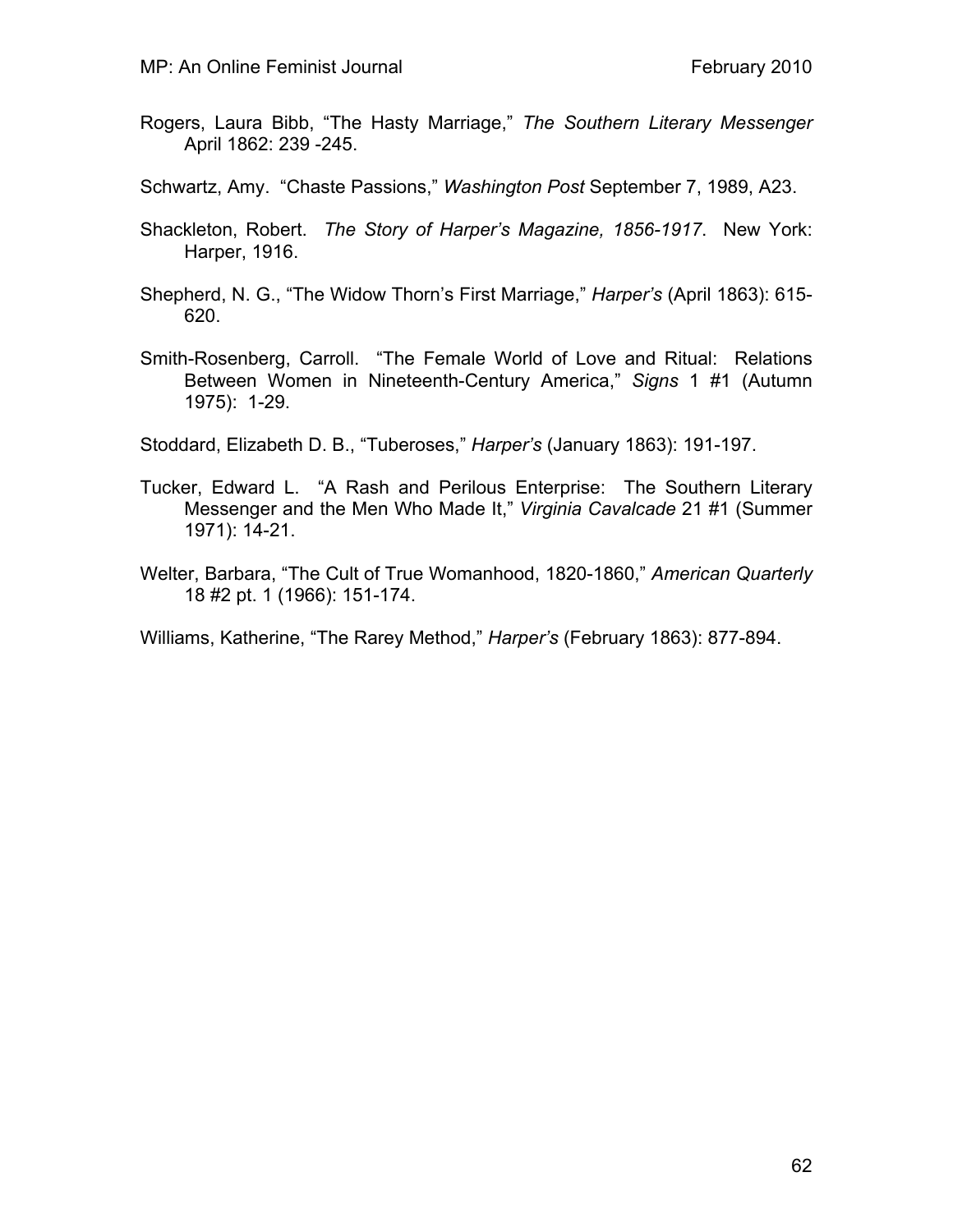Rogers, Laura Bibb, "The Hasty Marriage," *The Southern Literary Messenger* April 1862: 239 -245.

Schwartz, Amy. "Chaste Passions," *Washington Post* September 7, 1989, A23.

Shackleton, Robert. *The Story of Harper's Magazine, 1856-1917*. New York: Harper, 1916.

Shepherd, N. G., "The Widow Thorn's First Marriage," *Harper's* (April 1863): 615-620.

Smith-Rosenberg, Carroll. "The Female World of Love and Ritual: Relations Between Women in Nineteenth-Century America," *Signs* 1 #1 (Autumn 1975): 1-29.

Stoddard, Elizabeth D. B., "Tuberoses," *Harper's* (January 1863): 191-197.

Tucker, Edward L. "A Rash and Perilous Enterprise: The Southern Literary Messenger and the Men Who Made It," *Virginia Cavalcade* 21 #1 (Summer 1971): 14-21.

Welter, Barbara, "The Cult of True Womanhood, 1820-1860," *American Quarterly* 18 #2 pt. 1 (1966): 151-174.

Williams, Katherine, "The Rarey Method," *Harper's* (February 1863): 877-894.